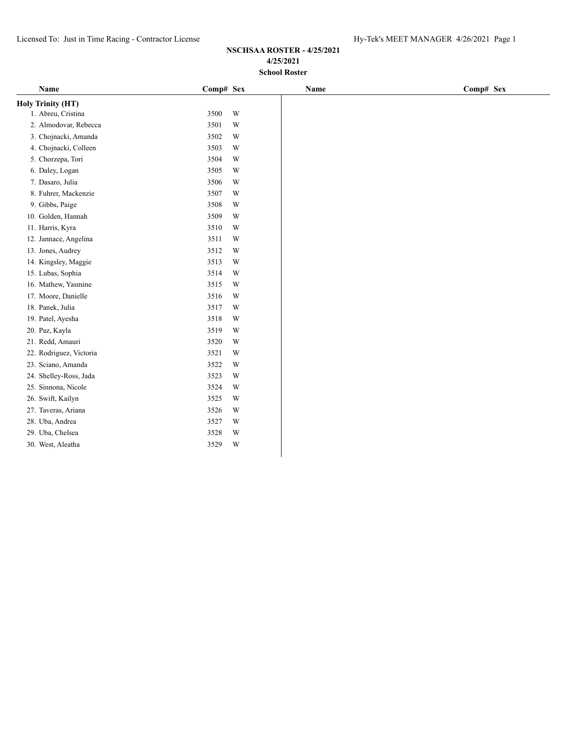# NSCHSAA ROSTER - 4/25/2021

**4/25/2021**

**School Roster**

**Holy Trinity (HT)**

| Name | Comp# | Sex |
|---|---|---|
| 1. Abreu, Cristina | 3500 | W |
| 2. Almodovar, Rebecca | 3501 | W |
| 3. Chojnacki, Amanda | 3502 | W |
| 4. Chojnacki, Colleen | 3503 | W |
| 5. Chorzepa, Tori | 3504 | W |
| 6. Daley, Logan | 3505 | W |
| 7. Dasaro, Julia | 3506 | W |
| 8. Fuhrer, Mackenzie | 3507 | W |
| 9. Gibbs, Paige | 3508 | W |
| 10. Golden, Hannah | 3509 | W |
| 11. Harris, Kyra | 3510 | W |
| 12. Jannace, Angelina | 3511 | W |
| 13. Jones, Audrey | 3512 | W |
| 14. Kingsley, Maggie | 3513 | W |
| 15. Lubas, Sophia | 3514 | W |
| 16. Mathew, Yasmine | 3515 | W |
| 17. Moore, Danielle | 3516 | W |
| 18. Panek, Julia | 3517 | W |
| 19. Patel, Ayesha | 3518 | W |
| 20. Paz, Kayla | 3519 | W |
| 21. Redd, Amauri | 3520 | W |
| 22. Rodriguez, Victoria | 3521 | W |
| 23. Sciano, Amanda | 3522 | W |
| 24. Shelley-Ross, Jada | 3523 | W |
| 25. Sinnona, Nicole | 3524 | W |
| 26. Swift, Kailyn | 3525 | W |
| 27. Taveras, Ariana | 3526 | W |
| 28. Uba, Andrea | 3527 | W |
| 29. Uba, Chelsea | 3528 | W |
| 30. West, Aleatha | 3529 | W |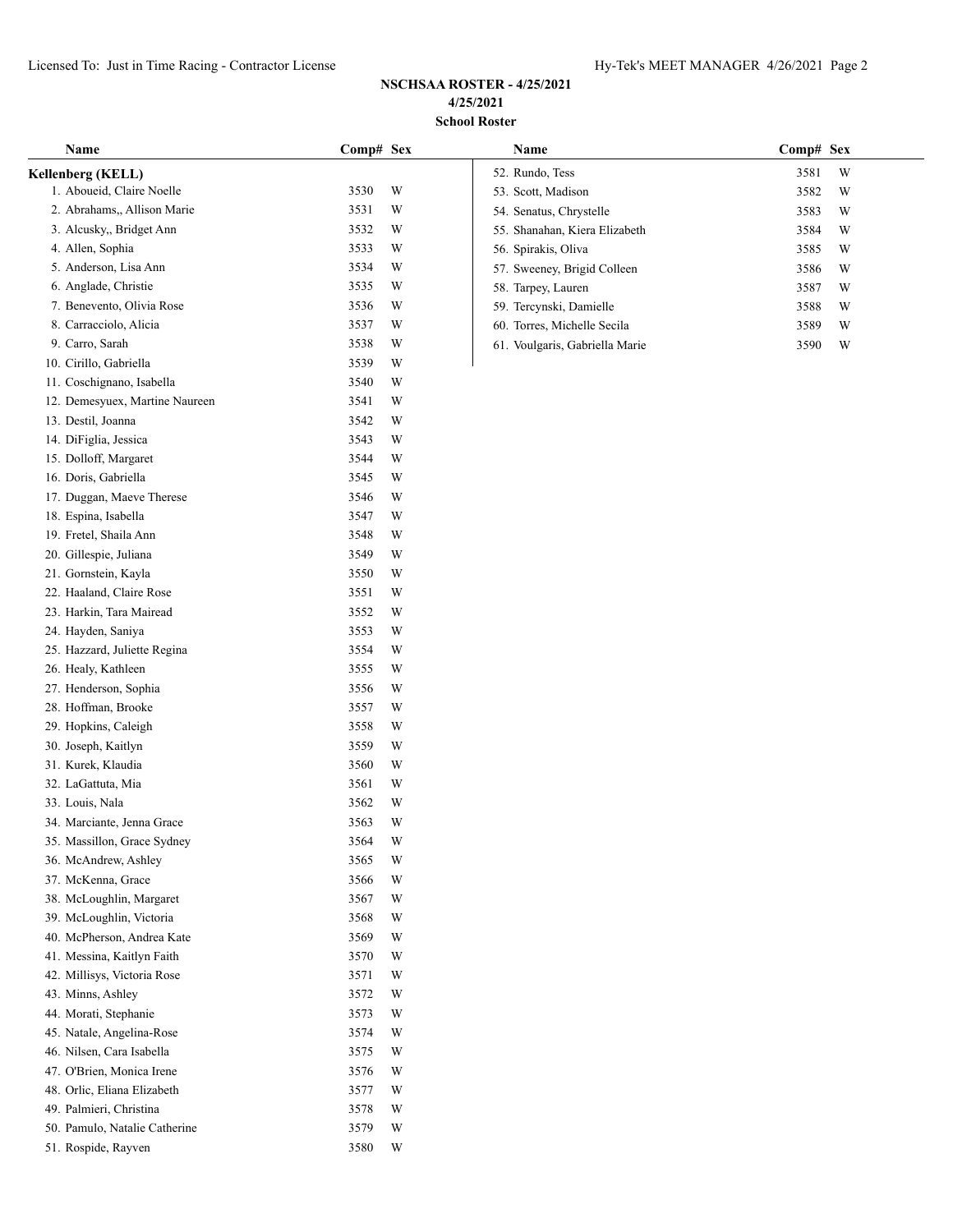## NSCHSAA ROSTER - 4/25/2021

### 4/25/2021

### School Roster

**Kellenberg (KELL)**

| Name | Comp# | Sex |
|---|---|---|
| 1. Aboueid, Claire Noelle | 3530 | W |
| 2. Abrahams,, Allison Marie | 3531 | W |
| 3. Alcusky,, Bridget Ann | 3532 | W |
| 4. Allen, Sophia | 3533 | W |
| 5. Anderson, Lisa Ann | 3534 | W |
| 6. Anglade, Christie | 3535 | W |
| 7. Benevento, Olivia Rose | 3536 | W |
| 8. Carracciolo, Alicia | 3537 | W |
| 9. Carro, Sarah | 3538 | W |
| 10. Cirillo, Gabriella | 3539 | W |
| 11. Coschignano, Isabella | 3540 | W |
| 12. Demesyuex, Martine Naureen | 3541 | W |
| 13. Destil, Joanna | 3542 | W |
| 14. DiFiglia, Jessica | 3543 | W |
| 15. Dolloff, Margaret | 3544 | W |
| 16. Doris, Gabriella | 3545 | W |
| 17. Duggan, Maeve Therese | 3546 | W |
| 18. Espina, Isabella | 3547 | W |
| 19. Fretel, Shaila Ann | 3548 | W |
| 20. Gillespie, Juliana | 3549 | W |
| 21. Gornstein, Kayla | 3550 | W |
| 22. Haaland, Claire Rose | 3551 | W |
| 23. Harkin, Tara Mairead | 3552 | W |
| 24. Hayden, Saniya | 3553 | W |
| 25. Hazzard, Juliette Regina | 3554 | W |
| 26. Healy, Kathleen | 3555 | W |
| 27. Henderson, Sophia | 3556 | W |
| 28. Hoffman, Brooke | 3557 | W |
| 29. Hopkins, Caleigh | 3558 | W |
| 30. Joseph, Kaitlyn | 3559 | W |
| 31. Kurek, Klaudia | 3560 | W |
| 32. LaGattuta, Mia | 3561 | W |
| 33. Louis, Nala | 3562 | W |
| 34. Marciante, Jenna Grace | 3563 | W |
| 35. Massillon, Grace Sydney | 3564 | W |
| 36. McAndrew, Ashley | 3565 | W |
| 37. McKenna, Grace | 3566 | W |
| 38. McLoughlin, Margaret | 3567 | W |
| 39. McLoughlin, Victoria | 3568 | W |
| 40. McPherson, Andrea Kate | 3569 | W |
| 41. Messina, Kaitlyn Faith | 3570 | W |
| 42. Millisys, Victoria Rose | 3571 | W |
| 43. Minns, Ashley | 3572 | W |
| 44. Morati, Stephanie | 3573 | W |
| 45. Natale, Angelina-Rose | 3574 | W |
| 46. Nilsen, Cara Isabella | 3575 | W |
| 47. O'Brien, Monica Irene | 3576 | W |
| 48. Orlic, Eliana Elizabeth | 3577 | W |
| 49. Palmieri, Christina | 3578 | W |
| 50. Pamulo, Natalie Catherine | 3579 | W |
| 51. Rospide, Rayven | 3580 | W |
| 52. Rundo, Tess | 3581 | W |
| 53. Scott, Madison | 3582 | W |
| 54. Senatus, Chrystelle | 3583 | W |
| 55. Shanahan, Kiera Elizabeth | 3584 | W |
| 56. Spirakis, Oliva | 3585 | W |
| 57. Sweeney, Brigid Colleen | 3586 | W |
| 58. Tarpey, Lauren | 3587 | W |
| 59. Tercynski, Damielle | 3588 | W |
| 60. Torres, Michelle Secila | 3589 | W |
| 61. Voulgaris, Gabriella Marie | 3590 | W |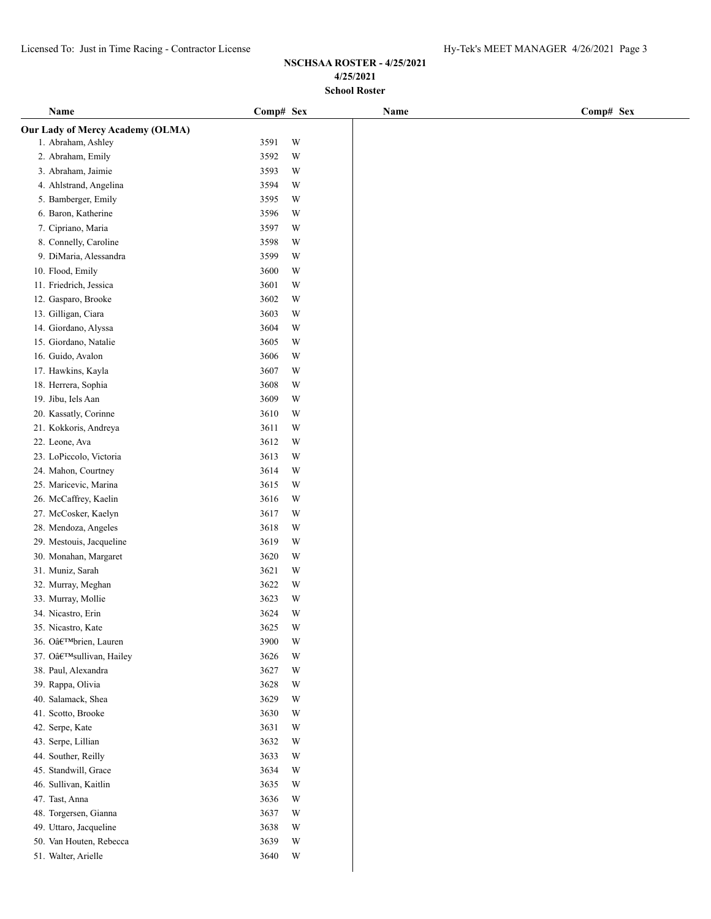**NSCHSAA ROSTER - 4/25/2021**

**4/25/2021**

**School Roster**

| Name | Comp# | Sex |
|---|---|---|
| **Our Lady of Mercy Academy (OLMA)** | | |
| 1. Abraham, Ashley | 3591 | W |
| 2. Abraham, Emily | 3592 | W |
| 3. Abraham, Jaimie | 3593 | W |
| 4. Ahlstrand, Angelina | 3594 | W |
| 5. Bamberger, Emily | 3595 | W |
| 6. Baron, Katherine | 3596 | W |
| 7. Cipriano, Maria | 3597 | W |
| 8. Connelly, Caroline | 3598 | W |
| 9. DiMaria, Alessandra | 3599 | W |
| 10. Flood, Emily | 3600 | W |
| 11. Friedrich, Jessica | 3601 | W |
| 12. Gasparo, Brooke | 3602 | W |
| 13. Gilligan, Ciara | 3603 | W |
| 14. Giordano, Alyssa | 3604 | W |
| 15. Giordano, Natalie | 3605 | W |
| 16. Guido, Avalon | 3606 | W |
| 17. Hawkins, Kayla | 3607 | W |
| 18. Herrera, Sophia | 3608 | W |
| 19. Jibu, Iels Aan | 3609 | W |
| 20. Kassatly, Corinne | 3610 | W |
| 21. Kokkoris, Andreya | 3611 | W |
| 22. Leone, Ava | 3612 | W |
| 23. LoPiccolo, Victoria | 3613 | W |
| 24. Mahon, Courtney | 3614 | W |
| 25. Maricevic, Marina | 3615 | W |
| 26. McCaffrey, Kaelin | 3616 | W |
| 27. McCosker, Kaelyn | 3617 | W |
| 28. Mendoza, Angeles | 3618 | W |
| 29. Mestouis, Jacqueline | 3619 | W |
| 30. Monahan, Margaret | 3620 | W |
| 31. Muniz, Sarah | 3621 | W |
| 32. Murray, Meghan | 3622 | W |
| 33. Murray, Mollie | 3623 | W |
| 34. Nicastro, Erin | 3624 | W |
| 35. Nicastro, Kate | 3625 | W |
| 36. Oâ€™brien, Lauren | 3900 | W |
| 37. Oâ€™sullivan, Hailey | 3626 | W |
| 38. Paul, Alexandra | 3627 | W |
| 39. Rappa, Olivia | 3628 | W |
| 40. Salamack, Shea | 3629 | W |
| 41. Scotto, Brooke | 3630 | W |
| 42. Serpe, Kate | 3631 | W |
| 43. Serpe, Lillian | 3632 | W |
| 44. Souther, Reilly | 3633 | W |
| 45. Standwill, Grace | 3634 | W |
| 46. Sullivan, Kaitlin | 3635 | W |
| 47. Tast, Anna | 3636 | W |
| 48. Torgersen, Gianna | 3637 | W |
| 49. Uttaro, Jacqueline | 3638 | W |
| 50. Van Houten, Rebecca | 3639 | W |
| 51. Walter, Arielle | 3640 | W |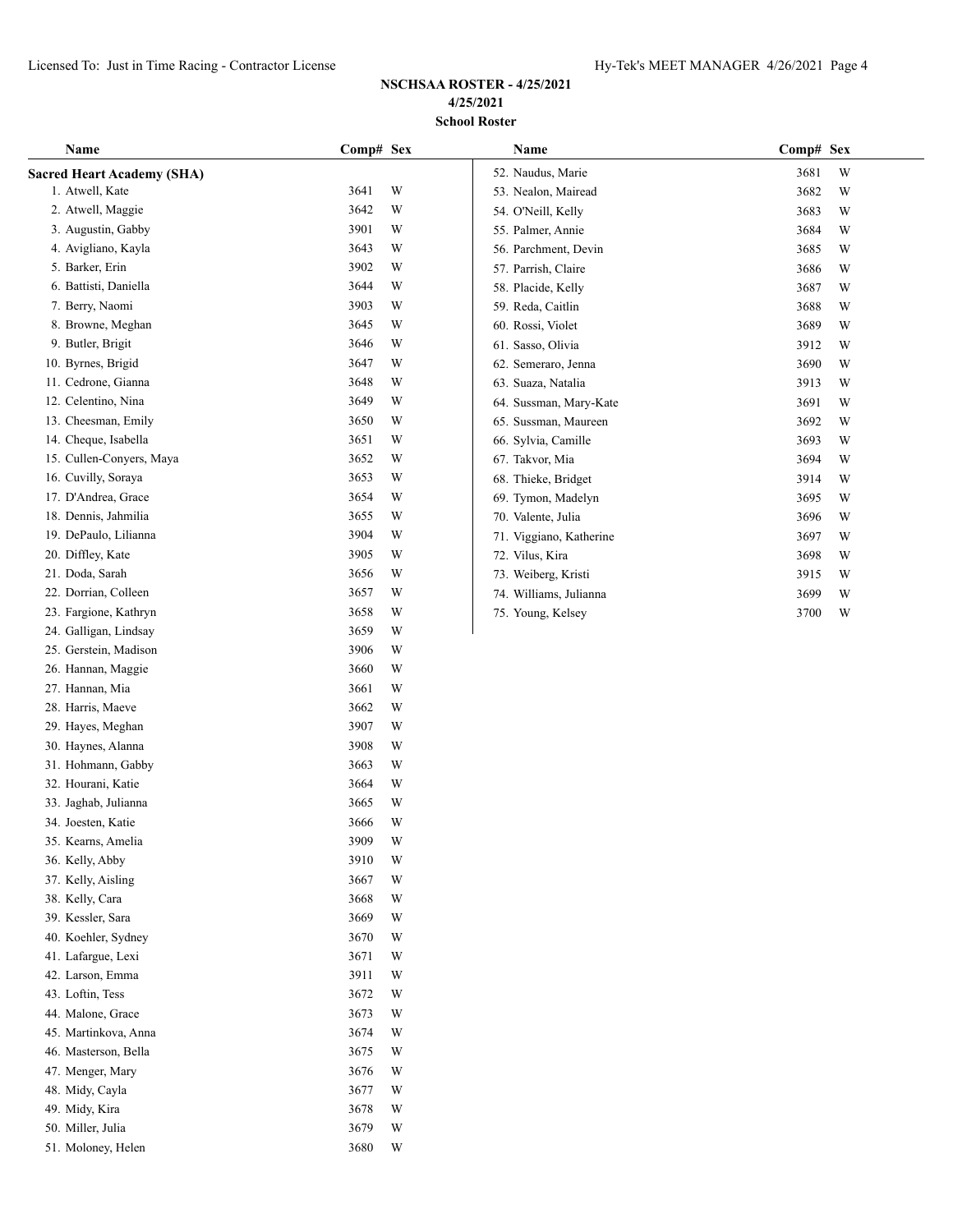# NSCHSAA ROSTER - 4/25/2021

**4/25/2021**

**School Roster**

| Name | Comp# | Sex |
|---|---|---|
| **Sacred Heart Academy (SHA)** | | |
| 1. Atwell, Kate | 3641 | W |
| 2. Atwell, Maggie | 3642 | W |
| 3. Augustin, Gabby | 3901 | W |
| 4. Avigliano, Kayla | 3643 | W |
| 5. Barker, Erin | 3902 | W |
| 6. Battisti, Daniella | 3644 | W |
| 7. Berry, Naomi | 3903 | W |
| 8. Browne, Meghan | 3645 | W |
| 9. Butler, Brigit | 3646 | W |
| 10. Byrnes, Brigid | 3647 | W |
| 11. Cedrone, Gianna | 3648 | W |
| 12. Celentino, Nina | 3649 | W |
| 13. Cheesman, Emily | 3650 | W |
| 14. Cheque, Isabella | 3651 | W |
| 15. Cullen-Conyers, Maya | 3652 | W |
| 16. Cuvilly, Soraya | 3653 | W |
| 17. D'Andrea, Grace | 3654 | W |
| 18. Dennis, Jahmilia | 3655 | W |
| 19. DePaulo, Lilianna | 3904 | W |
| 20. Diffley, Kate | 3905 | W |
| 21. Doda, Sarah | 3656 | W |
| 22. Dorrian, Colleen | 3657 | W |
| 23. Fargione, Kathryn | 3658 | W |
| 24. Galligan, Lindsay | 3659 | W |
| 25. Gerstein, Madison | 3906 | W |
| 26. Hannan, Maggie | 3660 | W |
| 27. Hannan, Mia | 3661 | W |
| 28. Harris, Maeve | 3662 | W |
| 29. Hayes, Meghan | 3907 | W |
| 30. Haynes, Alanna | 3908 | W |
| 31. Hohmann, Gabby | 3663 | W |
| 32. Hourani, Katie | 3664 | W |
| 33. Jaghab, Julianna | 3665 | W |
| 34. Joesten, Katie | 3666 | W |
| 35. Kearns, Amelia | 3909 | W |
| 36. Kelly, Abby | 3910 | W |
| 37. Kelly, Aisling | 3667 | W |
| 38. Kelly, Cara | 3668 | W |
| 39. Kessler, Sara | 3669 | W |
| 40. Koehler, Sydney | 3670 | W |
| 41. Lafargue, Lexi | 3671 | W |
| 42. Larson, Emma | 3911 | W |
| 43. Loftin, Tess | 3672 | W |
| 44. Malone, Grace | 3673 | W |
| 45. Martinkova, Anna | 3674 | W |
| 46. Masterson, Bella | 3675 | W |
| 47. Menger, Mary | 3676 | W |
| 48. Midy, Cayla | 3677 | W |
| 49. Midy, Kira | 3678 | W |
| 50. Miller, Julia | 3679 | W |
| 51. Moloney, Helen | 3680 | W |
| 52. Naudus, Marie | 3681 | W |
| 53. Nealon, Mairead | 3682 | W |
| 54. O'Neill, Kelly | 3683 | W |
| 55. Palmer, Annie | 3684 | W |
| 56. Parchment, Devin | 3685 | W |
| 57. Parrish, Claire | 3686 | W |
| 58. Placide, Kelly | 3687 | W |
| 59. Reda, Caitlin | 3688 | W |
| 60. Rossi, Violet | 3689 | W |
| 61. Sasso, Olivia | 3912 | W |
| 62. Semeraro, Jenna | 3690 | W |
| 63. Suaza, Natalia | 3913 | W |
| 64. Sussman, Mary-Kate | 3691 | W |
| 65. Sussman, Maureen | 3692 | W |
| 66. Sylvia, Camille | 3693 | W |
| 67. Takvor, Mia | 3694 | W |
| 68. Thieke, Bridget | 3914 | W |
| 69. Tymon, Madelyn | 3695 | W |
| 70. Valente, Julia | 3696 | W |
| 71. Viggiano, Katherine | 3697 | W |
| 72. Vilus, Kira | 3698 | W |
| 73. Weiberg, Kristi | 3915 | W |
| 74. Williams, Julianna | 3699 | W |
| 75. Young, Kelsey | 3700 | W |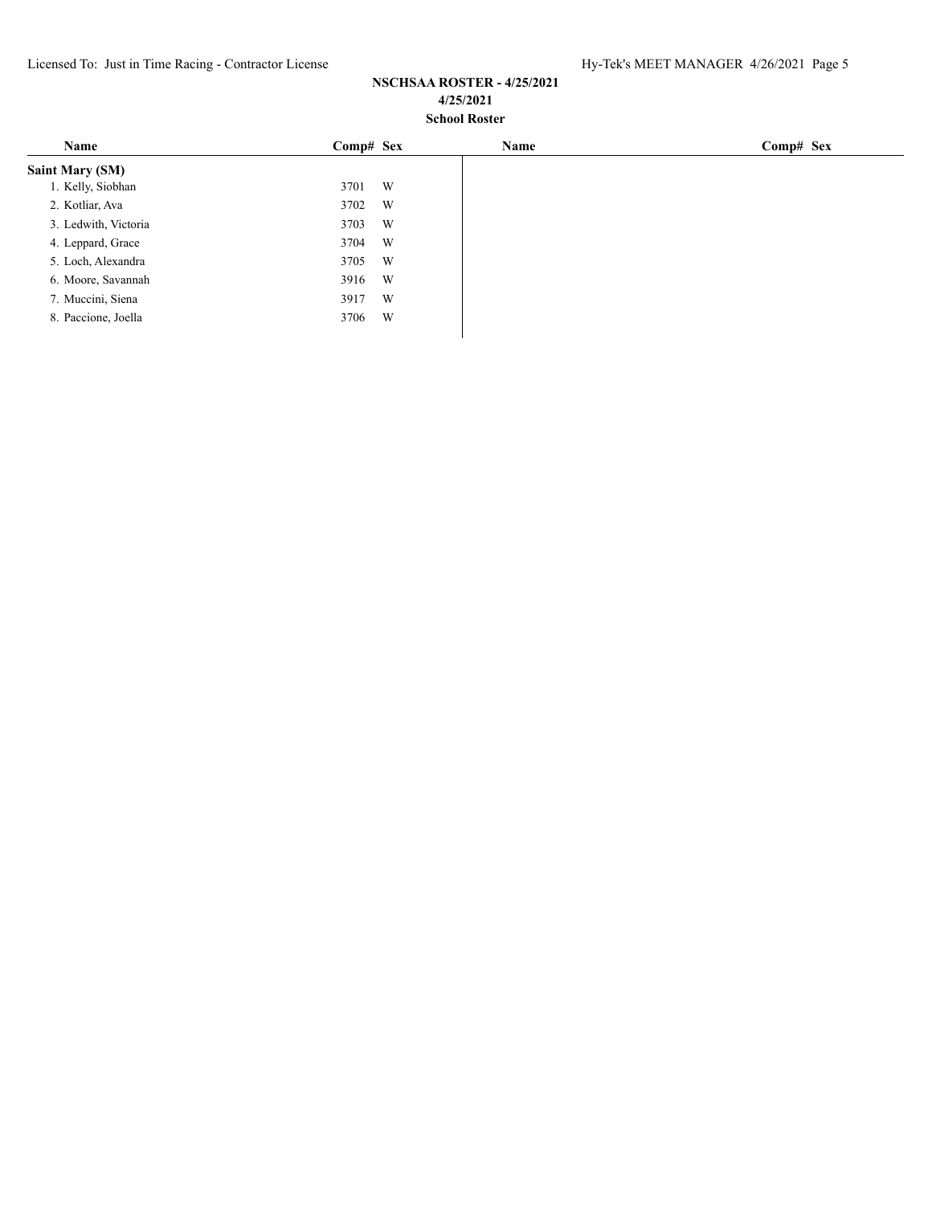**NSCHSAA ROSTER - 4/25/2021**
**4/25/2021**
**School Roster**

| Name | Comp# | Sex | Name | Comp# | Sex |
|---|---|---|---|---|---|
| **Saint Mary (SM)** | | | | | |
| 1. Kelly, Siobhan | 3701 | W | | | |
| 2. Kotliar, Ava | 3702 | W | | | |
| 3. Ledwith, Victoria | 3703 | W | | | |
| 4. Leppard, Grace | 3704 | W | | | |
| 5. Loch, Alexandra | 3705 | W | | | |
| 6. Moore, Savannah | 3916 | W | | | |
| 7. Muccini, Siena | 3917 | W | | | |
| 8. Paccione, Joella | 3706 | W | | | |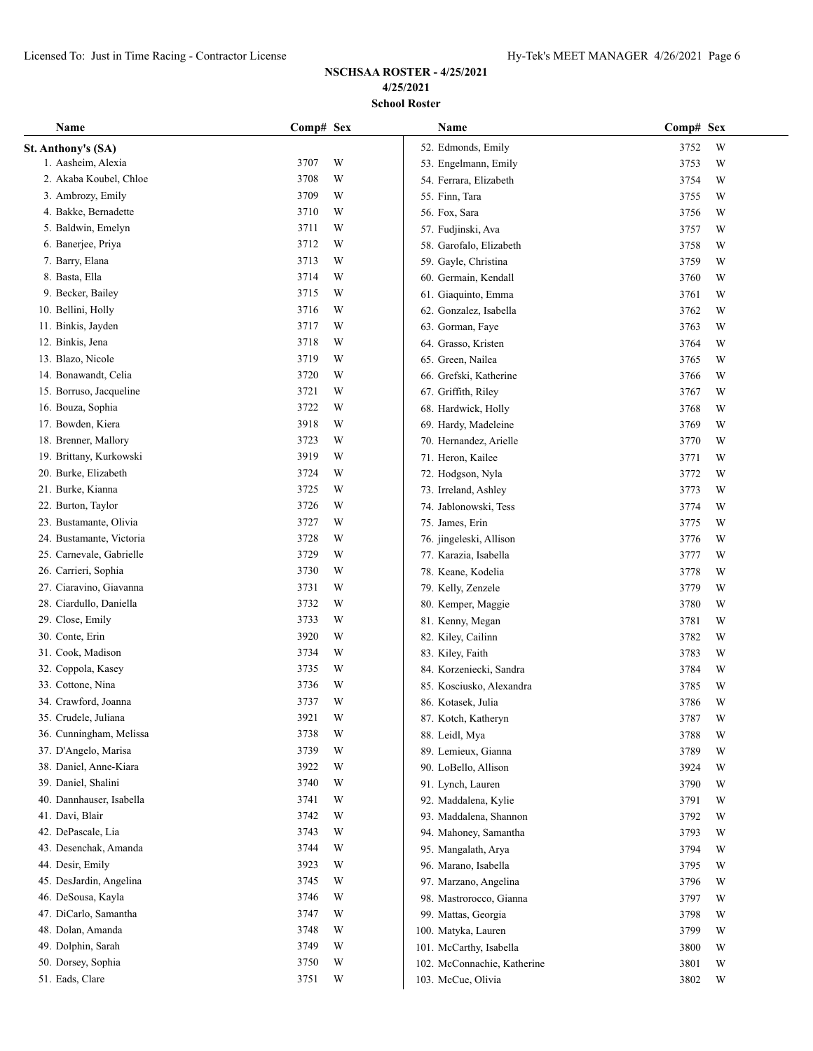## NSCHSAA ROSTER - 4/25/2021

**4/25/2021**

**School Roster**

### St. Anthony's (SA)

| Name | Comp# | Sex |
|---|---|---|
| 1. Aasheim, Alexia | 3707 | W |
| 2. Akaba Koubel, Chloe | 3708 | W |
| 3. Ambrozy, Emily | 3709 | W |
| 4. Bakke, Bernadette | 3710 | W |
| 5. Baldwin, Emelyn | 3711 | W |
| 6. Banerjee, Priya | 3712 | W |
| 7. Barry, Elana | 3713 | W |
| 8. Basta, Ella | 3714 | W |
| 9. Becker, Bailey | 3715 | W |
| 10. Bellini, Holly | 3716 | W |
| 11. Binkis, Jayden | 3717 | W |
| 12. Binkis, Jena | 3718 | W |
| 13. Blazo, Nicole | 3719 | W |
| 14. Bonawandt, Celia | 3720 | W |
| 15. Borruso, Jacqueline | 3721 | W |
| 16. Bouza, Sophia | 3722 | W |
| 17. Bowden, Kiera | 3918 | W |
| 18. Brenner, Mallory | 3723 | W |
| 19. Brittany, Kurkowski | 3919 | W |
| 20. Burke, Elizabeth | 3724 | W |
| 21. Burke, Kianna | 3725 | W |
| 22. Burton, Taylor | 3726 | W |
| 23. Bustamante, Olivia | 3727 | W |
| 24. Bustamante, Victoria | 3728 | W |
| 25. Carnevale, Gabrielle | 3729 | W |
| 26. Carrieri, Sophia | 3730 | W |
| 27. Ciaravino, Giavanna | 3731 | W |
| 28. Ciardullo, Daniella | 3732 | W |
| 29. Close, Emily | 3733 | W |
| 30. Conte, Erin | 3920 | W |
| 31. Cook, Madison | 3734 | W |
| 32. Coppola, Kasey | 3735 | W |
| 33. Cottone, Nina | 3736 | W |
| 34. Crawford, Joanna | 3737 | W |
| 35. Crudele, Juliana | 3921 | W |
| 36. Cunningham, Melissa | 3738 | W |
| 37. D'Angelo, Marisa | 3739 | W |
| 38. Daniel, Anne-Kiara | 3922 | W |
| 39. Daniel, Shalini | 3740 | W |
| 40. Dannhauser, Isabella | 3741 | W |
| 41. Davi, Blair | 3742 | W |
| 42. DePascale, Lia | 3743 | W |
| 43. Desenchak, Amanda | 3744 | W |
| 44. Desir, Emily | 3923 | W |
| 45. DesJardin, Angelina | 3745 | W |
| 46. DeSousa, Kayla | 3746 | W |
| 47. DiCarlo, Samantha | 3747 | W |
| 48. Dolan, Amanda | 3748 | W |
| 49. Dolphin, Sarah | 3749 | W |
| 50. Dorsey, Sophia | 3750 | W |
| 51. Eads, Clare | 3751 | W |
| 52. Edmonds, Emily | 3752 | W |
| 53. Engelmann, Emily | 3753 | W |
| 54. Ferrara, Elizabeth | 3754 | W |
| 55. Finn, Tara | 3755 | W |
| 56. Fox, Sara | 3756 | W |
| 57. Fudjinski, Ava | 3757 | W |
| 58. Garofalo, Elizabeth | 3758 | W |
| 59. Gayle, Christina | 3759 | W |
| 60. Germain, Kendall | 3760 | W |
| 61. Giaquinto, Emma | 3761 | W |
| 62. Gonzalez, Isabella | 3762 | W |
| 63. Gorman, Faye | 3763 | W |
| 64. Grasso, Kristen | 3764 | W |
| 65. Green, Nailea | 3765 | W |
| 66. Grefski, Katherine | 3766 | W |
| 67. Griffith, Riley | 3767 | W |
| 68. Hardwick, Holly | 3768 | W |
| 69. Hardy, Madeleine | 3769 | W |
| 70. Hernandez, Arielle | 3770 | W |
| 71. Heron, Kailee | 3771 | W |
| 72. Hodgson, Nyla | 3772 | W |
| 73. Irreland, Ashley | 3773 | W |
| 74. Jablonowski, Tess | 3774 | W |
| 75. James, Erin | 3775 | W |
| 76. jingeleski, Allison | 3776 | W |
| 77. Karazia, Isabella | 3777 | W |
| 78. Keane, Kodelia | 3778 | W |
| 79. Kelly, Zenzele | 3779 | W |
| 80. Kemper, Maggie | 3780 | W |
| 81. Kenny, Megan | 3781 | W |
| 82. Kiley, Cailinn | 3782 | W |
| 83. Kiley, Faith | 3783 | W |
| 84. Korzeniecki, Sandra | 3784 | W |
| 85. Kosciusko, Alexandra | 3785 | W |
| 86. Kotasek, Julia | 3786 | W |
| 87. Kotch, Katheryn | 3787 | W |
| 88. Leidl, Mya | 3788 | W |
| 89. Lemieux, Gianna | 3789 | W |
| 90. LoBello, Allison | 3924 | W |
| 91. Lynch, Lauren | 3790 | W |
| 92. Maddalena, Kylie | 3791 | W |
| 93. Maddalena, Shannon | 3792 | W |
| 94. Mahoney, Samantha | 3793 | W |
| 95. Mangalath, Arya | 3794 | W |
| 96. Marano, Isabella | 3795 | W |
| 97. Marzano, Angelina | 3796 | W |
| 98. Mastrorocco, Gianna | 3797 | W |
| 99. Mattas, Georgia | 3798 | W |
| 100. Matyka, Lauren | 3799 | W |
| 101. McCarthy, Isabella | 3800 | W |
| 102. McConnachie, Katherine | 3801 | W |
| 103. McCue, Olivia | 3802 | W |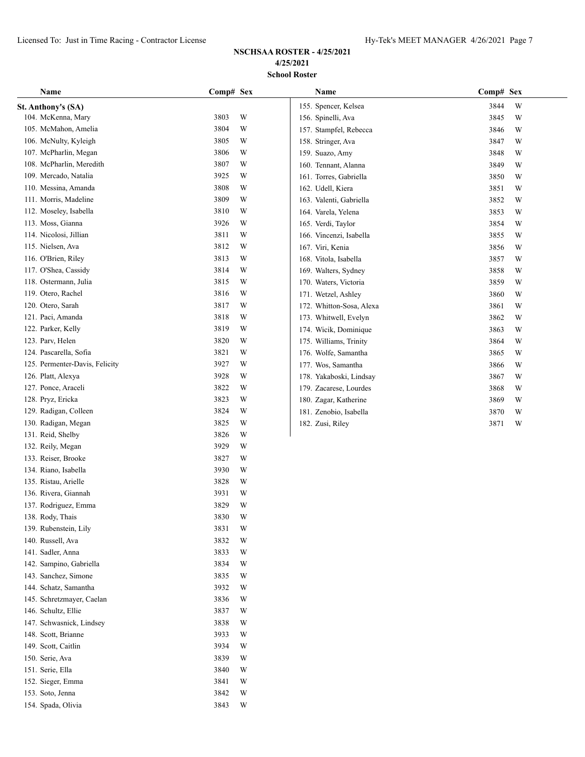**NSCHSAA ROSTER - 4/25/2021**
**4/25/2021**
**School Roster**

**St. Anthony's (SA)**

| Name | Comp# | Sex |
|---|---|---|
| 104. McKenna, Mary | 3803 | W |
| 105. McMahon, Amelia | 3804 | W |
| 106. McNulty, Kyleigh | 3805 | W |
| 107. McPharlin, Megan | 3806 | W |
| 108. McPharlin, Meredith | 3807 | W |
| 109. Mercado, Natalia | 3925 | W |
| 110. Messina, Amanda | 3808 | W |
| 111. Morris, Madeline | 3809 | W |
| 112. Moseley, Isabella | 3810 | W |
| 113. Moss, Gianna | 3926 | W |
| 114. Nicolosi, Jillian | 3811 | W |
| 115. Nielsen, Ava | 3812 | W |
| 116. O'Brien, Riley | 3813 | W |
| 117. O'Shea, Cassidy | 3814 | W |
| 118. Ostermann, Julia | 3815 | W |
| 119. Otero, Rachel | 3816 | W |
| 120. Otero, Sarah | 3817 | W |
| 121. Paci, Amanda | 3818 | W |
| 122. Parker, Kelly | 3819 | W |
| 123. Parv, Helen | 3820 | W |
| 124. Pascarella, Sofia | 3821 | W |
| 125. Permenter-Davis, Felicity | 3927 | W |
| 126. Platt, Alexya | 3928 | W |
| 127. Ponce, Araceli | 3822 | W |
| 128. Pryz, Ericka | 3823 | W |
| 129. Radigan, Colleen | 3824 | W |
| 130. Radigan, Megan | 3825 | W |
| 131. Reid, Shelby | 3826 | W |
| 132. Reily, Megan | 3929 | W |
| 133. Reiser, Brooke | 3827 | W |
| 134. Riano, Isabella | 3930 | W |
| 135. Ristau, Arielle | 3828 | W |
| 136. Rivera, Giannah | 3931 | W |
| 137. Rodriguez, Emma | 3829 | W |
| 138. Rody, Thais | 3830 | W |
| 139. Rubenstein, Lily | 3831 | W |
| 140. Russell, Ava | 3832 | W |
| 141. Sadler, Anna | 3833 | W |
| 142. Sampino, Gabriella | 3834 | W |
| 143. Sanchez, Simone | 3835 | W |
| 144. Schatz, Samantha | 3932 | W |
| 145. Schretzmayer, Caelan | 3836 | W |
| 146. Schultz, Ellie | 3837 | W |
| 147. Schwasnick, Lindsey | 3838 | W |
| 148. Scott, Brianne | 3933 | W |
| 149. Scott, Caitlin | 3934 | W |
| 150. Serie, Ava | 3839 | W |
| 151. Serie, Ella | 3840 | W |
| 152. Sieger, Emma | 3841 | W |
| 153. Soto, Jenna | 3842 | W |
| 154. Spada, Olivia | 3843 | W |
| 155. Spencer, Kelsea | 3844 | W |
| 156. Spinelli, Ava | 3845 | W |
| 157. Stampfel, Rebecca | 3846 | W |
| 158. Stringer, Ava | 3847 | W |
| 159. Suazo, Amy | 3848 | W |
| 160. Tennant, Alanna | 3849 | W |
| 161. Torres, Gabriella | 3850 | W |
| 162. Udell, Kiera | 3851 | W |
| 163. Valenti, Gabriella | 3852 | W |
| 164. Varela, Yelena | 3853 | W |
| 165. Verdi, Taylor | 3854 | W |
| 166. Vincenzi, Isabella | 3855 | W |
| 167. Viri, Kenia | 3856 | W |
| 168. Vitola, Isabella | 3857 | W |
| 169. Walters, Sydney | 3858 | W |
| 170. Waters, Victoria | 3859 | W |
| 171. Wetzel, Ashley | 3860 | W |
| 172. Whitton-Sosa, Alexa | 3861 | W |
| 173. Whitwell, Evelyn | 3862 | W |
| 174. Wicik, Dominique | 3863 | W |
| 175. Williams, Trinity | 3864 | W |
| 176. Wolfe, Samantha | 3865 | W |
| 177. Wos, Samantha | 3866 | W |
| 178. Yakaboski, Lindsay | 3867 | W |
| 179. Zacarese, Lourdes | 3868 | W |
| 180. Zagar, Katherine | 3869 | W |
| 181. Zenobio, Isabella | 3870 | W |
| 182. Zusi, Riley | 3871 | W |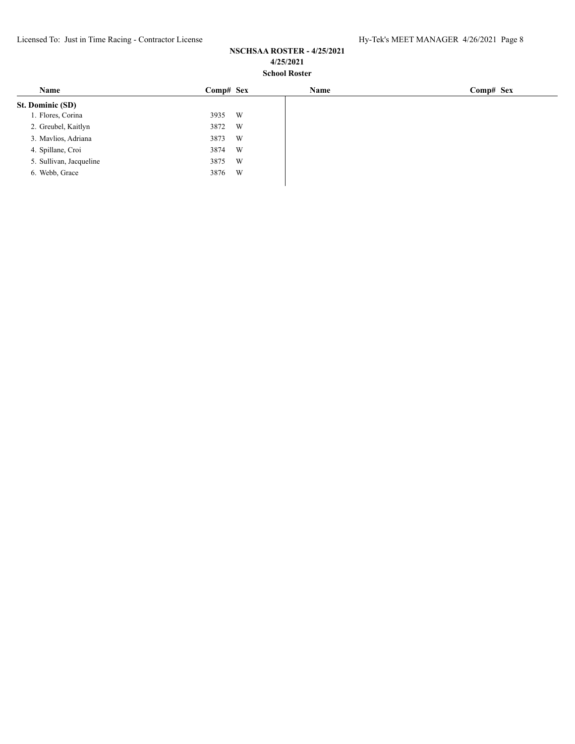**NSCHSAA ROSTER - 4/25/2021**

**4/25/2021**

**School Roster**

| Name | Comp# | Sex |
|---|---|---|
| **St. Dominic (SD)** | | |
| 1. Flores, Corina | 3935 | W |
| 2. Greubel, Kaitlyn | 3872 | W |
| 3. Mavlios, Adriana | 3873 | W |
| 4. Spillane, Croi | 3874 | W |
| 5. Sullivan, Jacqueline | 3875 | W |
| 6. Webb, Grace | 3876 | W |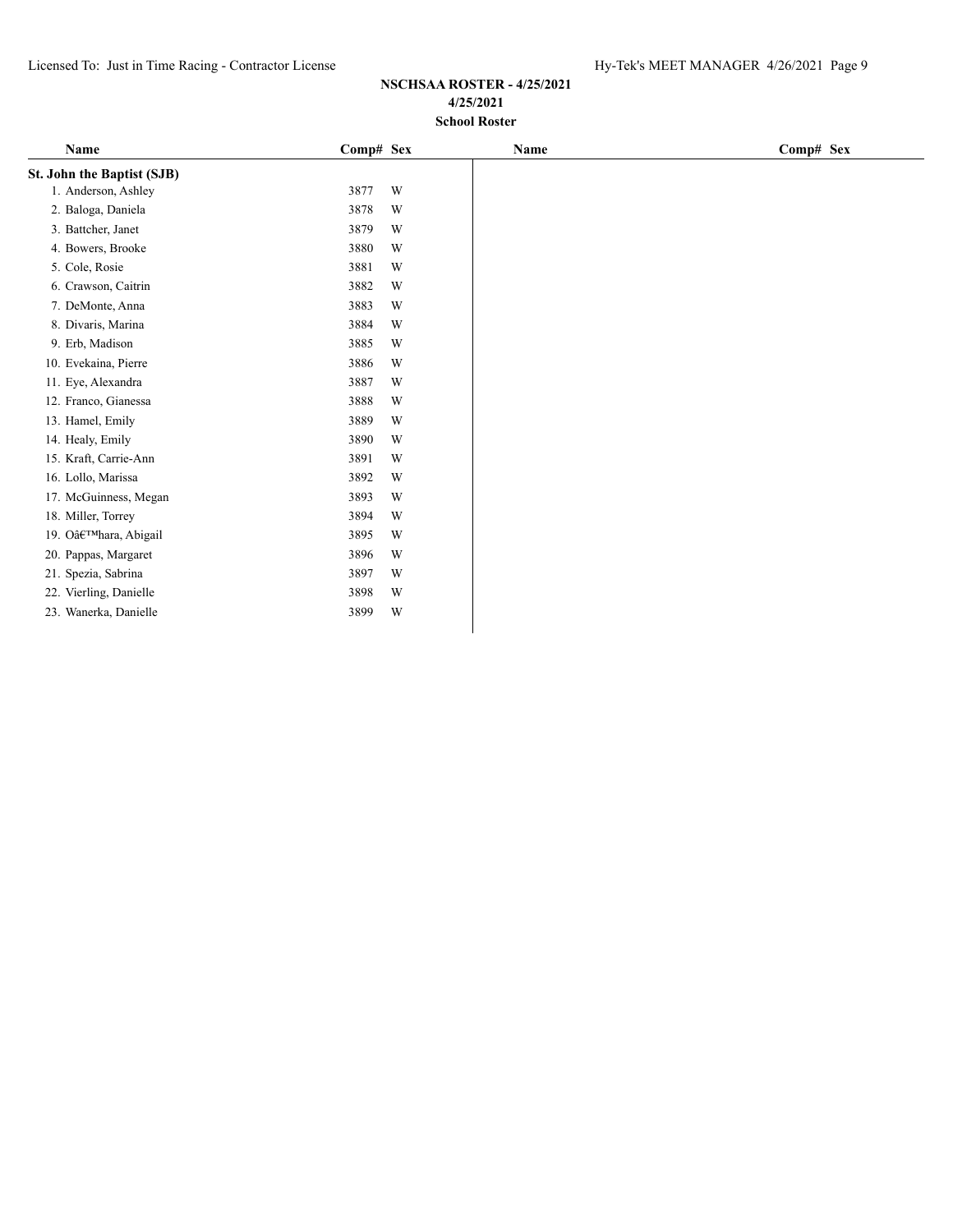**NSCHSAA ROSTER - 4/25/2021**
**4/25/2021**
**School Roster**

| Name | Comp# | Sex | Name | Comp# | Sex |
|---|---|---|---|---|---|
| **St. John the Baptist (SJB)** | | | | | |
| 1. Anderson, Ashley | 3877 | W | | | |
| 2. Baloga, Daniela | 3878 | W | | | |
| 3. Battcher, Janet | 3879 | W | | | |
| 4. Bowers, Brooke | 3880 | W | | | |
| 5. Cole, Rosie | 3881 | W | | | |
| 6. Crawson, Caitrin | 3882 | W | | | |
| 7. DeMonte, Anna | 3883 | W | | | |
| 8. Divaris, Marina | 3884 | W | | | |
| 9. Erb, Madison | 3885 | W | | | |
| 10. Evekaina, Pierre | 3886 | W | | | |
| 11. Eye, Alexandra | 3887 | W | | | |
| 12. Franco, Gianessa | 3888 | W | | | |
| 13. Hamel, Emily | 3889 | W | | | |
| 14. Healy, Emily | 3890 | W | | | |
| 15. Kraft, Carrie-Ann | 3891 | W | | | |
| 16. Lollo, Marissa | 3892 | W | | | |
| 17. McGuinness, Megan | 3893 | W | | | |
| 18. Miller, Torrey | 3894 | W | | | |
| 19. Oâ€™hara, Abigail | 3895 | W | | | |
| 20. Pappas, Margaret | 3896 | W | | | |
| 21. Spezia, Sabrina | 3897 | W | | | |
| 22. Vierling, Danielle | 3898 | W | | | |
| 23. Wanerka, Danielle | 3899 | W | | | |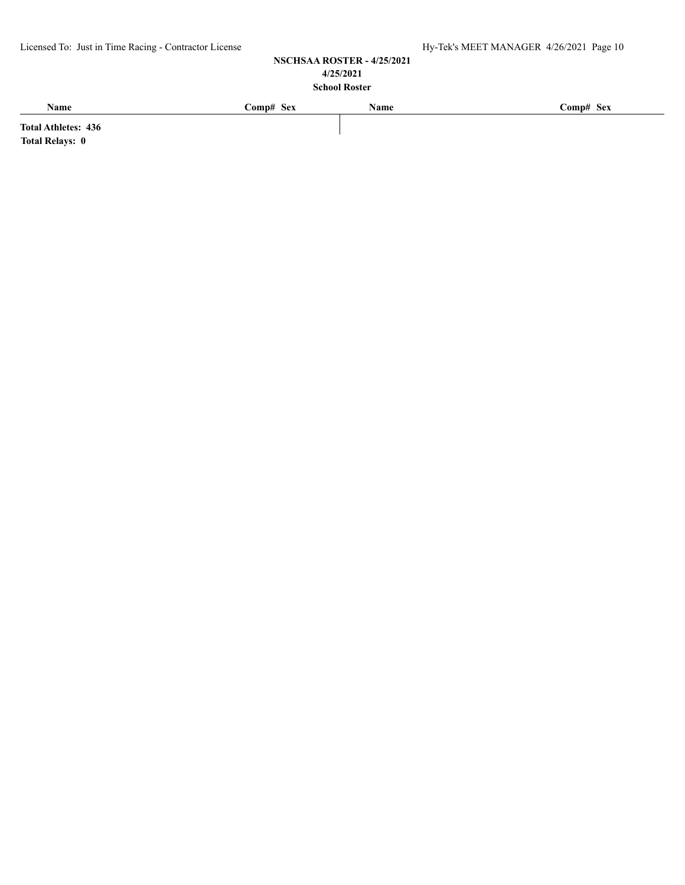**NSCHSAA ROSTER - 4/25/2021**

**4/25/2021**

**School Roster**

| Name | Comp# | Sex | Name | Comp# | Sex |
|---|---|---|---|---|---|

**Total Athletes: 436**

**Total Relays: 0**